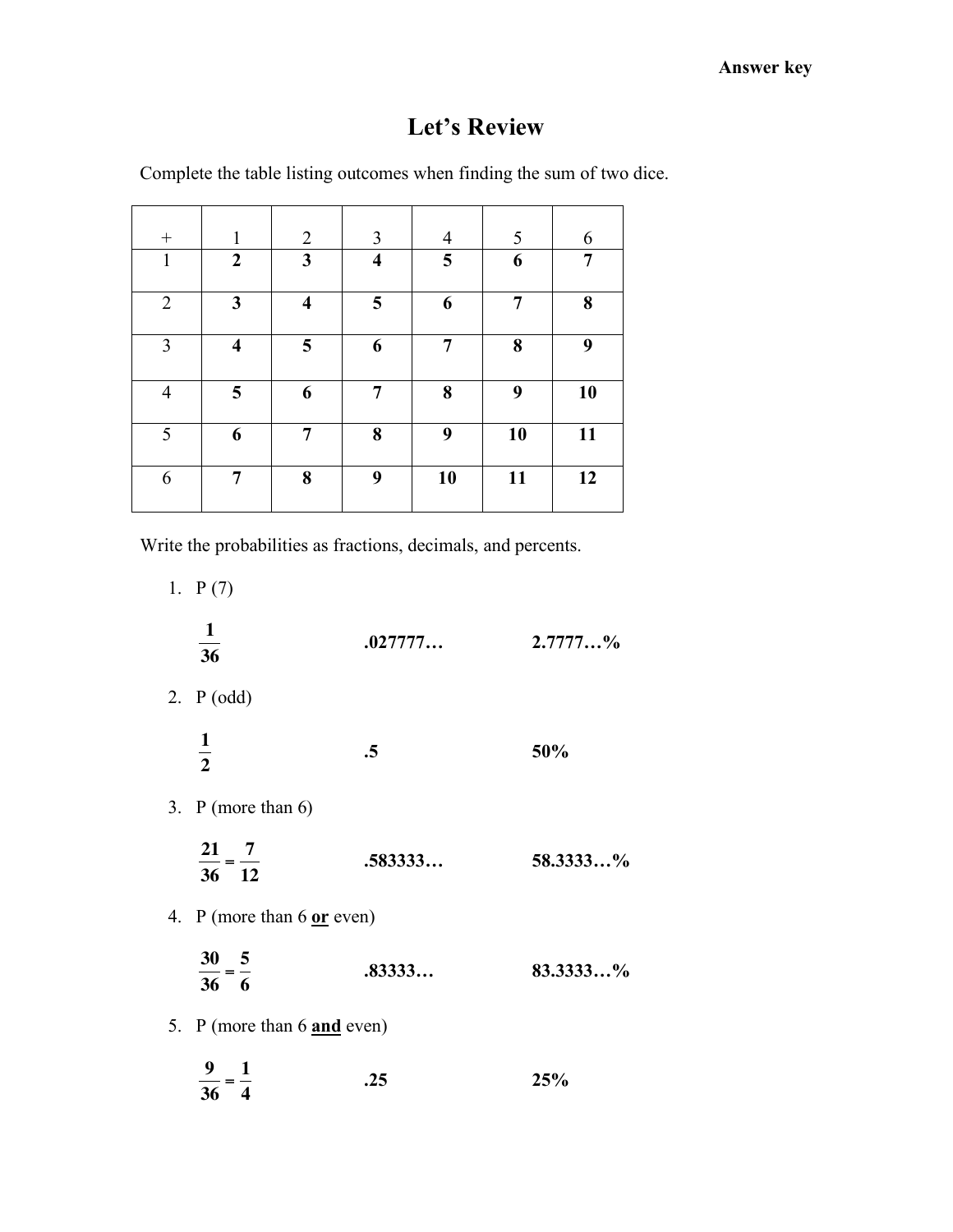**Answer key**

# Let's Review

Complete the table listing outcomes when finding the sum of two dice.

| + | 1 | 2 | 3 | 4 | 5 | 6 |
|---|---|---|---|---|---|---|
| 1 | **2** | **3** | **4** | **5** | **6** | **7** |
| 2 | **3** | **4** | **5** | **6** | **7** | **8** |
| 3 | **4** | **5** | **6** | **7** | **8** | **9** |
| 4 | **5** | **6** | **7** | **8** | **9** | **10** |
| 5 | **6** | **7** | **8** | **9** | **10** | **11** |
| 6 | **7** | **8** | **9** | **10** | **11** | **12** |

Write the probabilities as fractions, decimals, and percents.

1. P (7)

   $\frac{1}{36}$ **.027777…** **2.7777…%**

2. P (odd)

   $\frac{1}{2}$ **.5** **50%**

3. P (more than 6)

   $\frac{21}{36} = \frac{7}{12}$ **.583333…** **58.3333…%**

4. P (more than 6 **<u>or</u>** even)

   $\frac{30}{36} = \frac{5}{6}$ **.83333…** **83.3333…%**

5. P (more than 6 **<u>and</u>** even)

   $\frac{9}{36} = \frac{1}{4}$ **.25** **25%**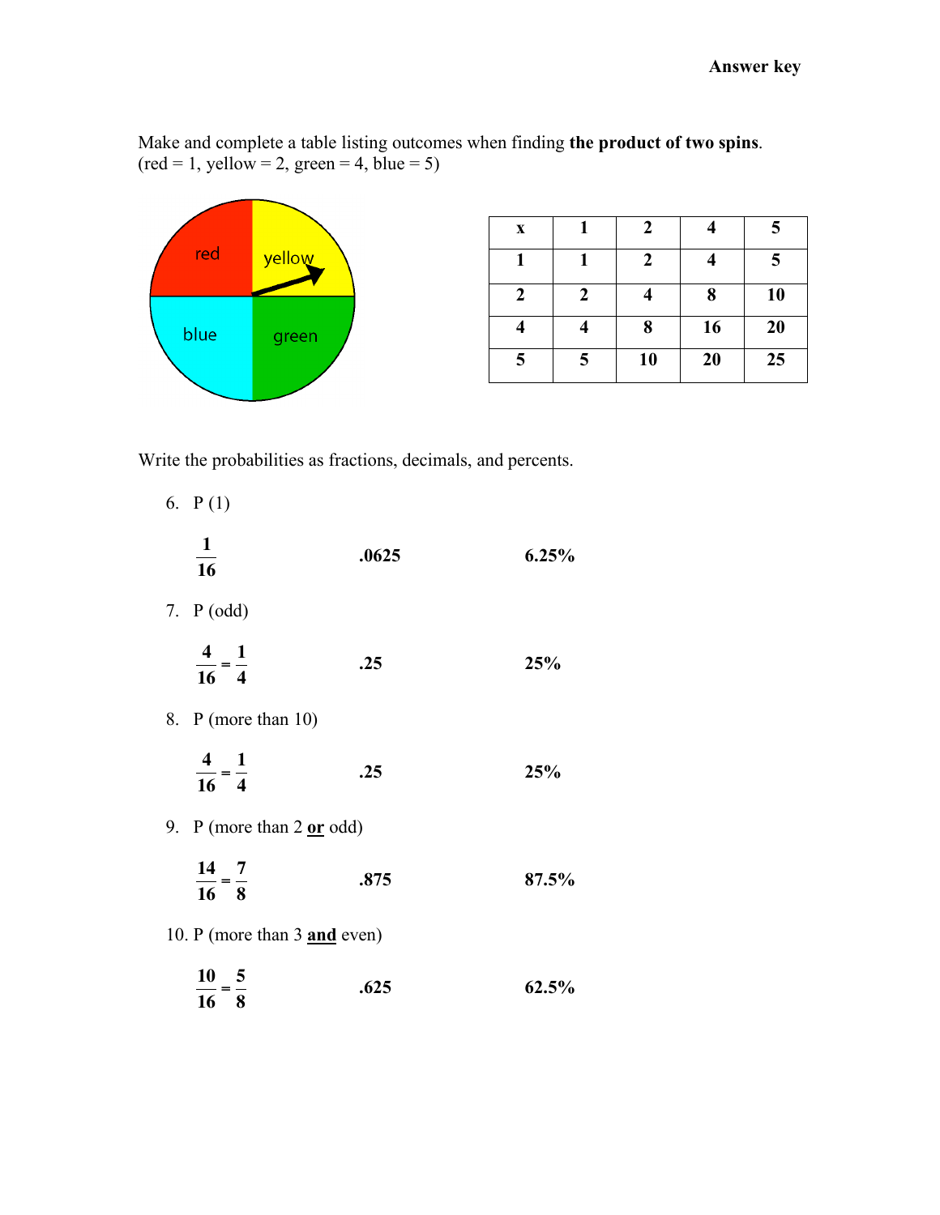**Answer key**

Make and complete a table listing outcomes when finding **the product of two spins**. (red = 1, yellow = 2, green = 4, blue = 5)

| x | 1 | 2 | 4 | 5 |
|---|---|---|---|---|
| **1** | **1** | **2** | **4** | **5** |
| **2** | **2** | **4** | **8** | **10** |
| **4** | **4** | **8** | **16** | **20** |
| **5** | **5** | **10** | **20** | **25** |

Write the probabilities as fractions, decimals, and percents.

6. P (1)

   $\mathbf{\frac{1}{16}}$ **.0625** **6.25%**

7. P (odd)

   $\mathbf{\frac{4}{16} = \frac{1}{4}}$ **.25** **25%**

8. P (more than 10)

   $\mathbf{\frac{4}{16} = \frac{1}{4}}$ **.25** **25%**

9. P (more than 2 **or** odd)

   $\mathbf{\frac{14}{16} = \frac{7}{8}}$ **.875** **87.5%**

10. P (more than 3 **and** even)

    $\mathbf{\frac{10}{16} = \frac{5}{8}}$ **.625** **62.5%**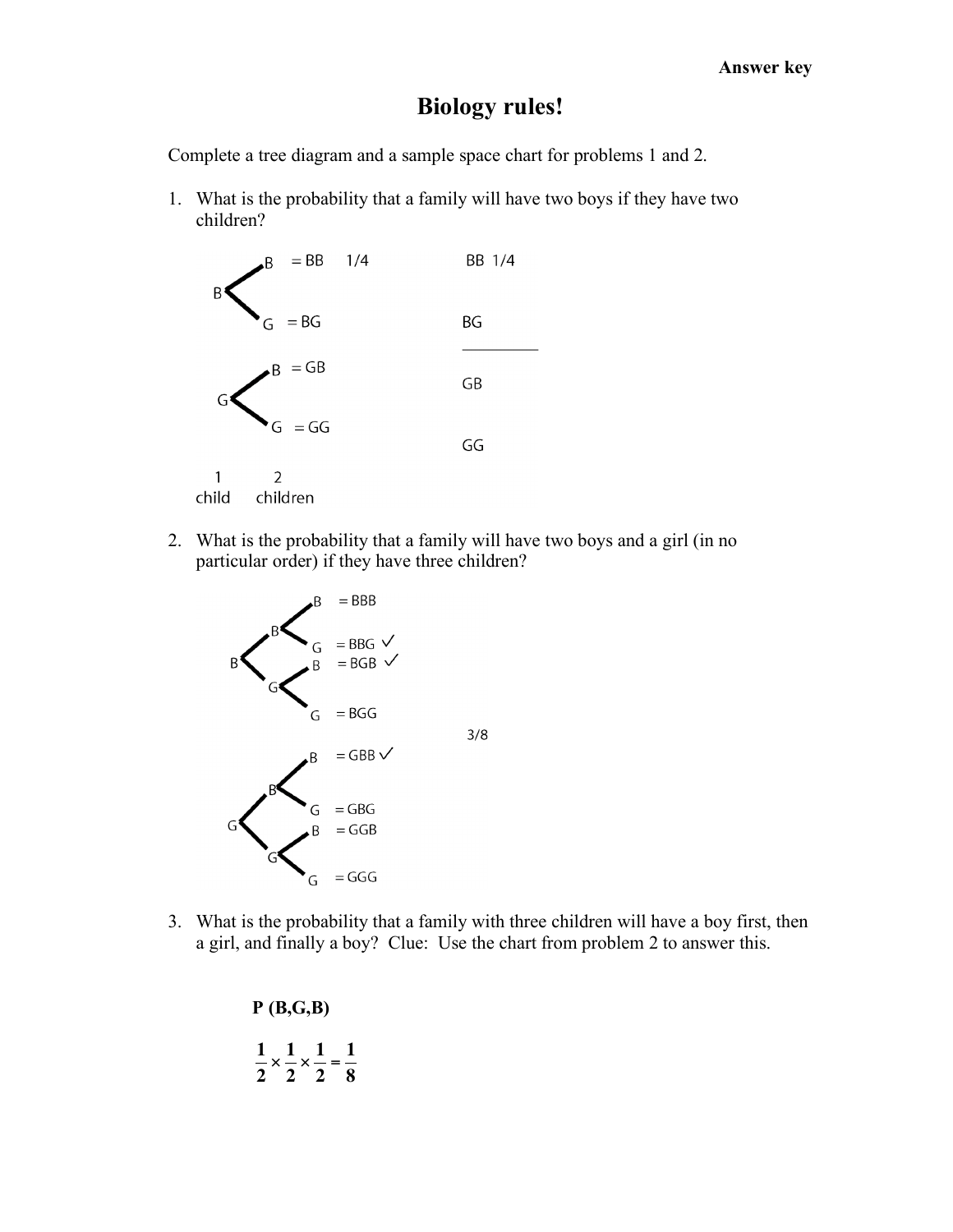**Answer key**

# Biology rules!

Complete a tree diagram and a sample space chart for problems 1 and 2.

1. What is the probability that a family will have two boys if they have two children?

```
        B  = BB   1/4          BB  1/4
   B <
        G  = BG                BG
                               _________
        B  = GB
   G <                         GB
        G  = GG
                               GG

   1        2
 child   children
```

2. What is the probability that a family will have two boys and a girl (in no particular order) if they have three children?

```
             B  = BBG
        B <
             G  = BBG ✓
   B <       B  = BGB ✓
        G <
             G  = BGG
                                  3/8
             B  = GBB ✓
        B <
             G  = GBG
   G <       B  = GGB
        G <
             G  = GGG
```

3. What is the probability that a family with three children will have a boy first, then a girl, and finally a boy? Clue: Use the chart from problem 2 to answer this.

**P (B,G,B)**

$$\frac{1}{2} \times \frac{1}{2} \times \frac{1}{2} = \frac{1}{8}$$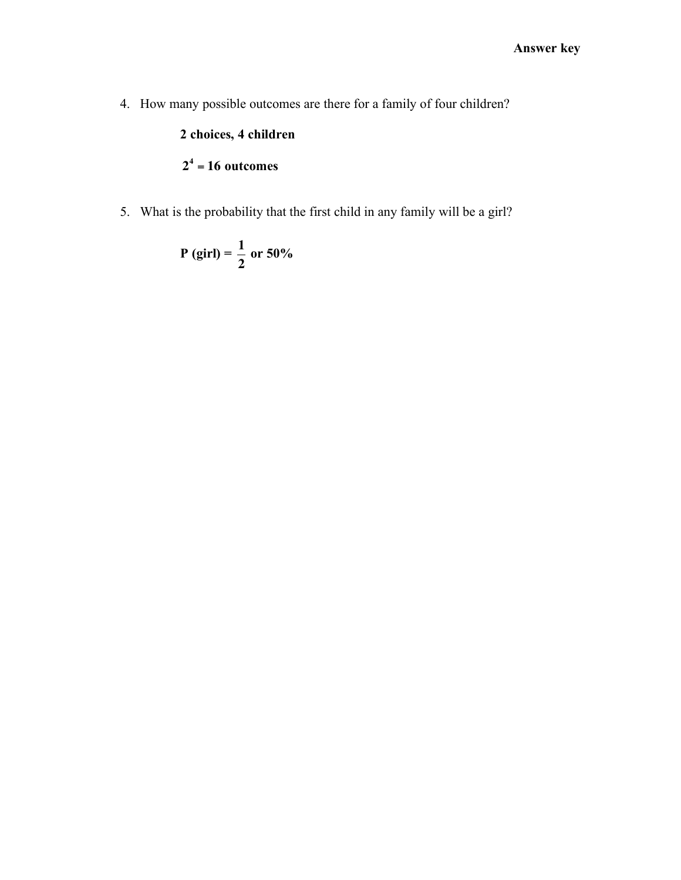**Answer key**

4. How many possible outcomes are there for a family of four children?

   **2 choices, 4 children**

   **$2^4$ = 16 outcomes**

5. What is the probability that the first child in any family will be a girl?

   **P (girl) = $\frac{1}{2}$ or 50%**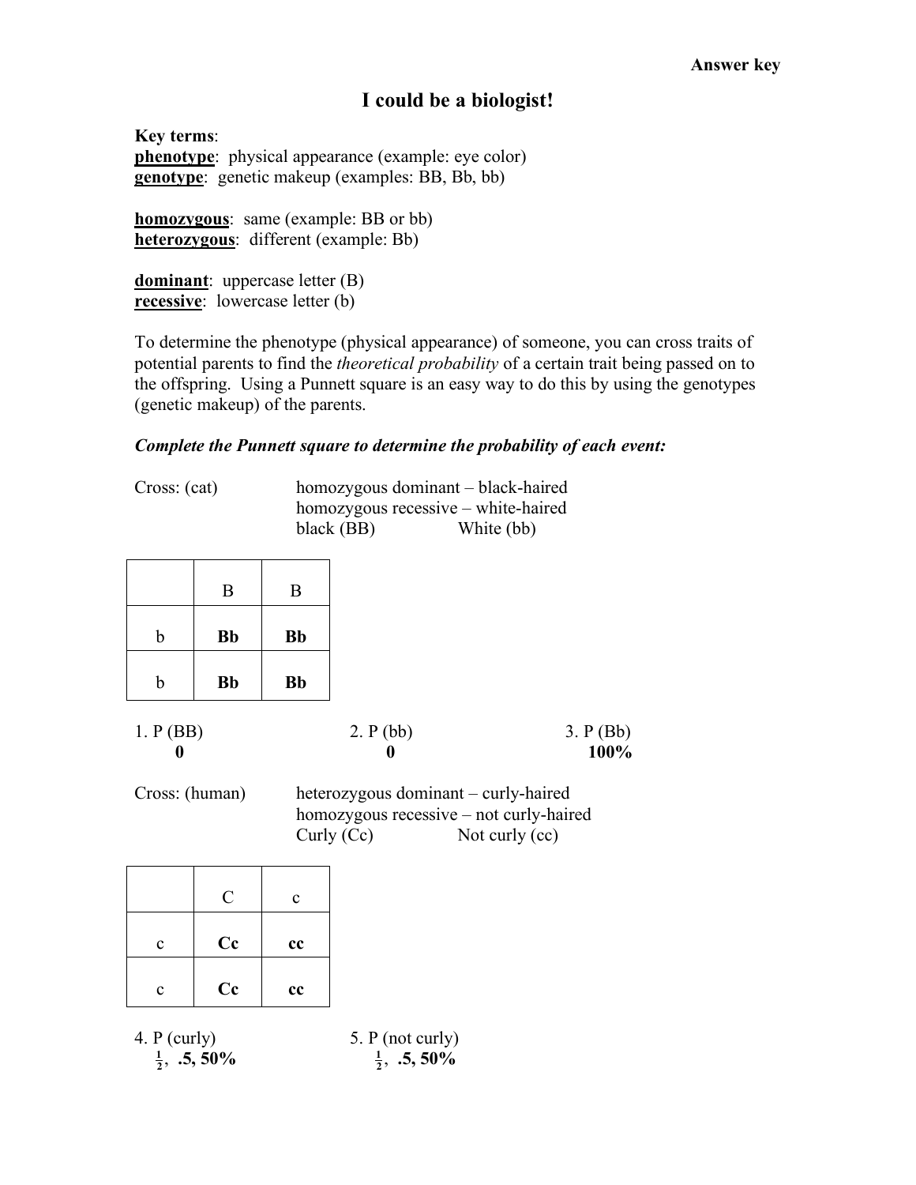**Answer key**

# I could be a biologist!

**Key terms**:
**phenotype**: physical appearance (example: eye color)
**genotype**: genetic makeup (examples: BB, Bb, bb)

**homozygous**: same (example: BB or bb)
**heterozygous**: different (example: Bb)

**dominant**: uppercase letter (B)
**recessive**: lowercase letter (b)

To determine the phenotype (physical appearance) of someone, you can cross traits of potential parents to find the *theoretical probability* of a certain trait being passed on to the offspring. Using a Punnett square is an easy way to do this by using the genotypes (genetic makeup) of the parents.

***Complete the Punnett square to determine the probability of each event:***

Cross: (cat) homozygous dominant – black-haired
homozygous recessive – white-haired
black (BB) White (bb)

| | B | B |
|---|---|---|
| b | **Bb** | **Bb** |
| b | **Bb** | **Bb** |

1. P (BB)
   **0**

2. P (bb)
   **0**

3. P (Bb)
   **100%**

Cross: (human) heterozygous dominant – curly-haired
homozygous recessive – not curly-haired
Curly (Cc) Not curly (cc)

| | C | c |
|---|---|---|
| c | **Cc** | **cc** |
| c | **Cc** | **cc** |

4. P (curly)
   **$\frac{1}{2}$, .5, 50%**

5. P (not curly)
   **$\frac{1}{2}$, .5, 50%**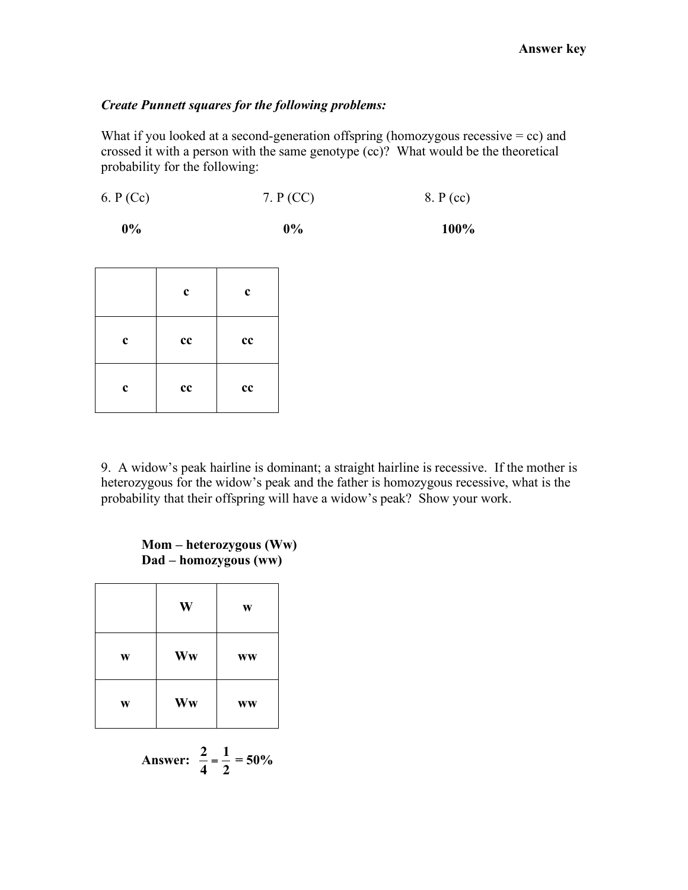**Answer key**

***Create Punnett squares for the following problems:***

What if you looked at a second-generation offspring (homozygous recessive = cc) and crossed it with a person with the same genotype (cc)? What would be the theoretical probability for the following:

6. P (Cc) 7. P (CC) 8. P (cc)

**0%** **0%** **100%**

| | | |
|---|---|---|
| | **c** | **c** |
| **c** | **cc** | **cc** |
| **c** | **cc** | **cc** |

9. A widow's peak hairline is dominant; a straight hairline is recessive. If the mother is heterozygous for the widow's peak and the father is homozygous recessive, what is the probability that their offspring will have a widow's peak? Show your work.

**Mom – heterozygous (Ww)**
**Dad – homozygous (ww)**

| | | |
|---|---|---|
| | **W** | **w** |
| **w** | **Ww** | **ww** |
| **w** | **Ww** | **ww** |

**Answer:** $\frac{2}{4} = \frac{1}{2}$ **= 50%**